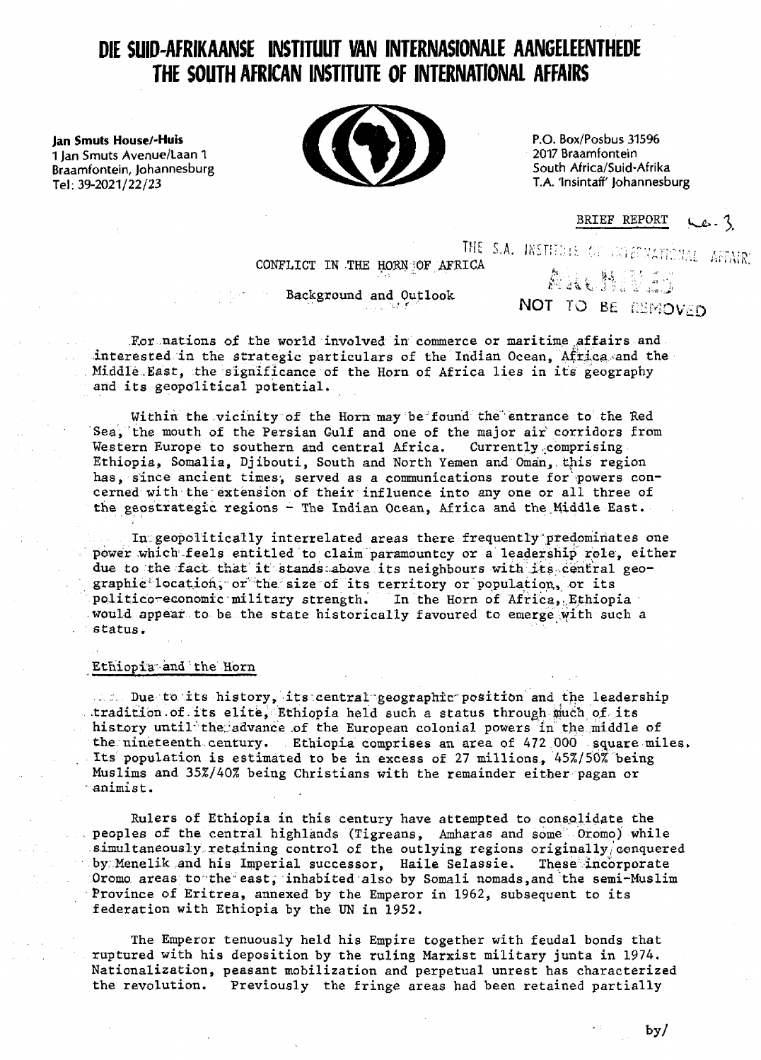# DIE SUID-AFRIKAANSE INSTITUUT VAN INTERNASIONALE AANGELEENTHEDE
# THE SOUTH AFRICAN INSTITUTE OF INTERNATIONAL AFFAIRS

**Jan Smuts House/-Huis**
1 Jan Smuts Avenue/Laan 1
Braamfontein, Johannesburg
Tel: 39-2021/22/23

P.O. Box/Posbus 31596
2017 Braamfontein
South Africa/Suid-Afrika
T.A. 'Insintaff' Johannesburg

BRIEF REPORT No. 3

THE S.A. INSTITUTE OF INTERNATIONAL AFFAIRS
ARCHIVES
NOT TO BE REMOVED

## CONFLICT IN THE HORN OF AFRICA

### Background and Outlook

For nations of the world involved in commerce or maritime affairs and interested in the strategic particulars of the Indian Ocean, Africa and the Middle East, the significance of the Horn of Africa lies in its geography and its geopolitical potential.

Within the vicinity of the Horn may be found the entrance to the Red Sea, the mouth of the Persian Gulf and one of the major air corridors from Western Europe to southern and central Africa. Currently comprising Ethiopia, Somalia, Djibouti, South and North Yemen and Oman, this region has, since ancient times, served as a communications route for powers concerned with the extension of their influence into any one or all three of the geostrategic regions - The Indian Ocean, Africa and the Middle East.

In geopolitically interrelated areas there frequently predominates one power which feels entitled to claim paramountcy or a leadership role, either due to the fact that it stands above its neighbours with its central geographic location, or the size of its territory or population, or its politico-economic military strength. In the Horn of Africa, Ethiopia would appear to be the state historically favoured to emerge with such a status.

### Ethiopia and the Horn

Due to its history, its central geographic position and the leadership tradition of its elite, Ethiopia held such a status through much of its history until the advance of the European colonial powers in the middle of the nineteenth century. Ethiopia comprises an area of 472 000 square miles. Its population is estimated to be in excess of 27 millions, 45%/50% being Muslims and 35%/40% being Christians with the remainder either pagan or animist.

Rulers of Ethiopia in this century have attempted to consolidate the peoples of the central highlands (Tigreans, Amharas and some Oromo) while simultaneously retaining control of the outlying regions originally conquered by Menelik and his Imperial successor, Haile Selassie. These incorporate Oromo areas to the east, inhabited also by Somali nomads, and the semi-Muslim Province of Eritrea, annexed by the Emperor in 1962, subsequent to its federation with Ethiopia by the UN in 1952.

The Emperor tenuously held his Empire together with feudal bonds that ruptured with his deposition by the ruling Marxist military junta in 1974. Nationalization, peasant mobilization and perpetual unrest has characterized the revolution. Previously the fringe areas had been retained partially

by/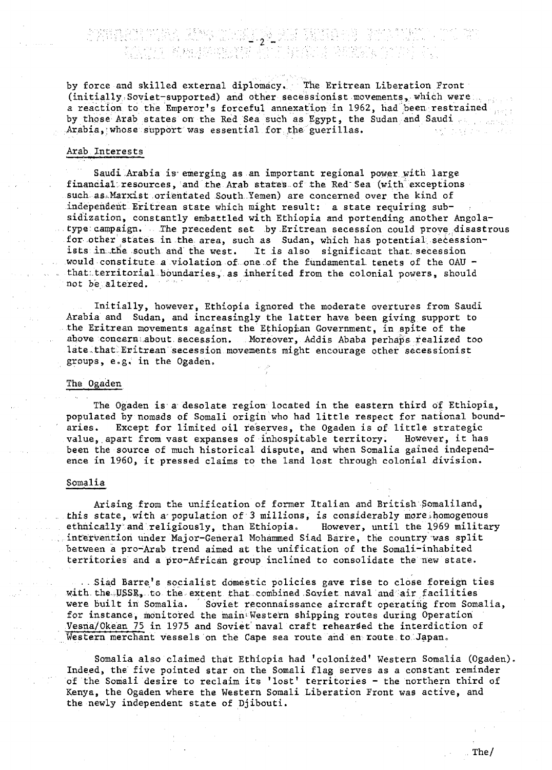by force and skilled external diplomacy. The Eritrean Liberation Front (initially Soviet-supported) and other secessionist movements, which were a reaction to the Emperor's forceful annexation in 1962, had been restrained by those Arab states on the Red Sea such as Egypt, the Sudan and Saudi Arabia, whose support was essential for the guerillas.

## Arab Interests

Saudi Arabia is emerging as an important regional power with large financial resources, and the Arab states of the Red Sea (with exceptions such as Marxist orientated South Yemen) are concerned over the kind of independent Eritrean state which might result: a state requiring subsidization, constantly embattled with Ethiopia and portending another Angola-type campaign. The precedent set by Eritrean secession could prove disastrous for other states in the area, such as Sudan, which has potential secessionists in the south and the west. It is also significant that secession would constitute a violation of one of the fundamental tenets of the OAU - that territorial boundaries, as inherited from the colonial powers, should not be altered.

Initially, however, Ethiopia ignored the moderate overtures from Saudi Arabia and Sudan, and increasingly the latter have been giving support to the Eritrean movements against the Ethiopian Government, in spite of the above concern about secession. Moreover, Addis Ababa perhaps realized too late that Eritrean secession movements might encourage other secessionist groups, e.g. in the Ogaden.

## The Ogaden

The Ogaden is a desolate region located in the eastern third of Ethiopia, populated by nomads of Somali origin who had little respect for national boundaries. Except for limited oil reserves, the Ogaden is of little strategic value, apart from vast expanses of inhospitable territory. However, it has been the source of much historical dispute, and when Somalia gained independence in 1960, it pressed claims to the land lost through colonial division.

## Somalia

Arising from the unification of former Italian and British Somaliland, this state, with a population of 3 millions, is considerably more homogenous ethnically and religiously, than Ethiopia. However, until the 1969 military intervention under Major-General Mohammed Siad Barre, the country was split between a pro-Arab trend aimed at the unification of the Somali-inhabited territories and a pro-African group inclined to consolidate the new state.

Siad Barre's socialist domestic policies gave rise to close foreign ties with the USSR, to the extent that combined Soviet naval and air facilities were built in Somalia. Soviet reconnaissance aircraft operating from Somalia, for instance, monitored the main Western shipping routes during Operation Vesna/Okean 75 in 1975 and Soviet naval craft rehearsed the interdiction of Western merchant vessels on the Cape sea route and en route to Japan.

Somalia also claimed that Ethiopia had 'colonized' Western Somalia (Ogaden). Indeed, the five pointed star on the Somali flag serves as a constant reminder of the Somali desire to reclaim its 'lost' territories - the northern third of Kenya, the Ogaden where the Western Somali Liberation Front was active, and the newly independent state of Djibouti.

The/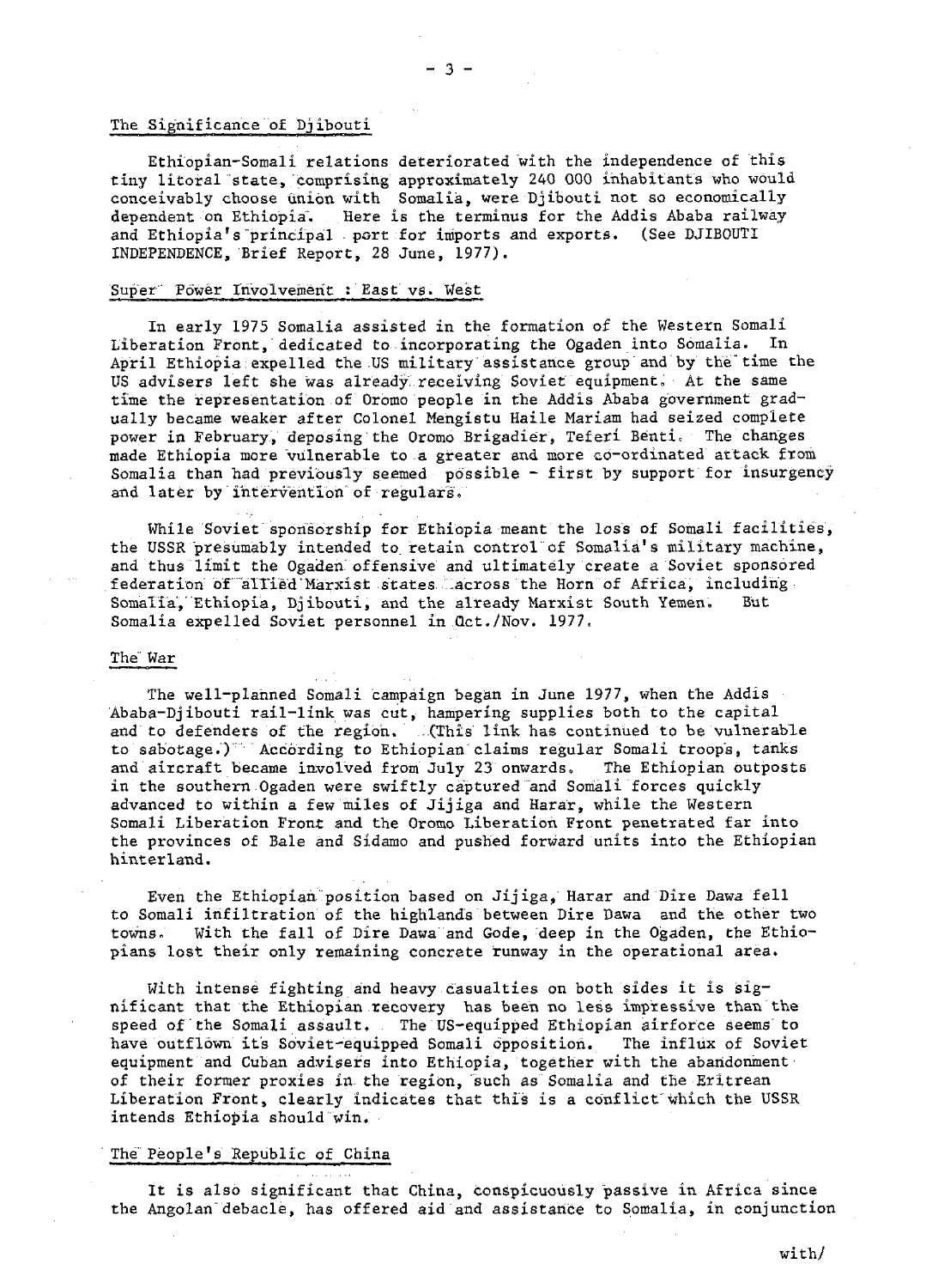## The Significance of Djibouti

Ethiopian-Somali relations deteriorated with the independence of this tiny litoral state, comprising approximately 240 000 inhabitants who would conceivably choose union with Somalia, were Djibouti not so economically dependent on Ethiopia. Here is the terminus for the Addis Ababa railway and Ethiopia's principal port for imports and exports. (See DJIBOUTI INDEPENDENCE, Brief Report, 28 June, 1977).

## Super Power Involvement : East vs. West

In early 1975 Somalia assisted in the formation of the Western Somali Liberation Front, dedicated to incorporating the Ogaden into Somalia. In April Ethiopia expelled the US military assistance group and by the time the US advisers left she was already receiving Soviet equipment. At the same time the representation of Oromo people in the Addis Ababa government gradually became weaker after Colonel Mengistu Haile Mariam had seized complete power in February, deposing the Oromo Brigadier, Teferi Benti. The changes made Ethiopia more vulnerable to a greater and more co-ordinated attack from Somalia than had previously seemed possible - first by support for insurgency and later by intervention of regulars.

While Soviet sponsorship for Ethiopia meant the loss of Somali facilities, the USSR presumably intended to retain control of Somalia's military machine, and thus limit the Ogaden offensive and ultimately create a Soviet sponsored federation of allied Marxist states across the Horn of Africa, including Somalia, Ethiopia, Djibouti, and the already Marxist South Yemen. But Somalia expelled Soviet personnel in Oct./Nov. 1977.

## The War

The well-planned Somali campaign began in June 1977, when the Addis Ababa-Djibouti rail-link was cut, hampering supplies both to the capital and to defenders of the region. (This link has continued to be vulnerable to sabotage.) According to Ethiopian claims regular Somali troops, tanks and aircraft became involved from July 23 onwards. The Ethiopian outposts in the southern Ogaden were swiftly captured and Somali forces quickly advanced to within a few miles of Jijiga and Harar, while the Western Somali Liberation Front and the Oromo Liberation Front penetrated far into the provinces of Bale and Sidamo and pushed forward units into the Ethiopian hinterland.

Even the Ethiopian position based on Jijiga, Harar and Dire Dawa fell to Somali infiltration of the highlands between Dire Dawa and the other two towns. With the fall of Dire Dawa and Gode, deep in the Ogaden, the Ethiopians lost their only remaining concrete runway in the operational area.

With intense fighting and heavy casualties on both sides it is significant that the Ethiopian recovery has been no less impressive than the speed of the Somali assault. The US-equipped Ethiopian airforce seems to have outflown its Soviet-equipped Somali opposition. The influx of Soviet equipment and Cuban advisers into Ethiopia, together with the abandonment of their former proxies in the region, such as Somalia and the Eritrean Liberation Front, clearly indicates that this is a conflict which the USSR intends Ethiopia should win.

## The People's Republic of China

It is also significant that China, conspicuously passive in Africa since the Angolan debacle, has offered aid and assistance to Somalia, in conjunction

with/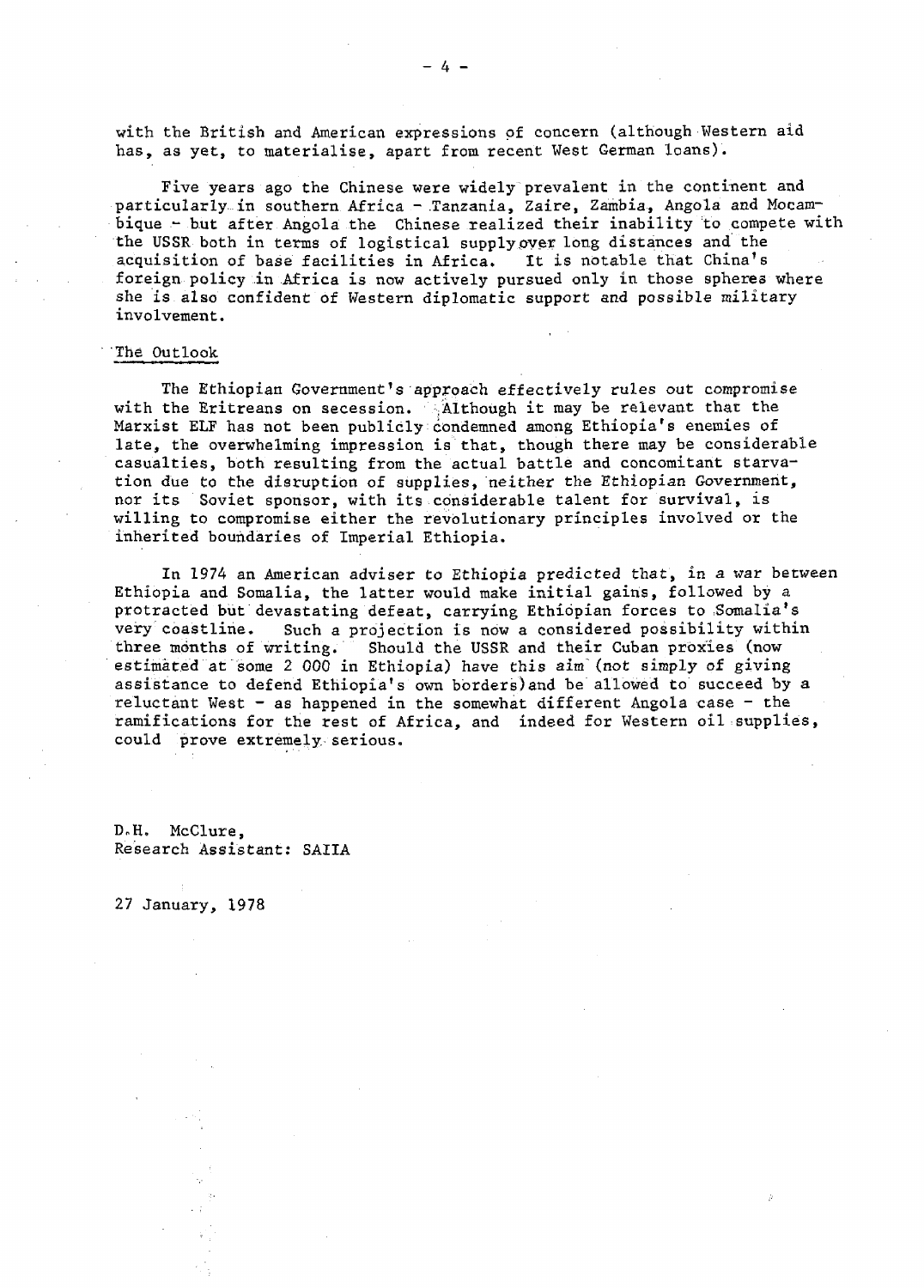with the British and American expressions of concern (although Western aid has, as yet, to materialise, apart from recent West German loans).

Five years ago the Chinese were widely prevalent in the continent and particularly in southern Africa - Tanzania, Zaire, Zambia, Angola and Mocambique - but after Angola the Chinese realized their inability to compete with the USSR both in terms of logistical supply over long distances and the acquisition of base facilities in Africa. It is notable that China's foreign policy in Africa is now actively pursued only in those spheres where she is also confident of Western diplomatic support and possible military involvement.

## The Outlook

The Ethiopian Government's approach effectively rules out compromise with the Eritreans on secession. Although it may be relevant that the Marxist ELF has not been publicly condemned among Ethiopia's enemies of late, the overwhelming impression is that, though there may be considerable casualties, both resulting from the actual battle and concomitant starvation due to the disruption of supplies, neither the Ethiopian Government, nor its Soviet sponsor, with its considerable talent for survival, is willing to compromise either the revolutionary principles involved or the inherited boundaries of Imperial Ethiopia.

In 1974 an American adviser to Ethiopia predicted that, in a war between Ethiopia and Somalia, the latter would make initial gains, followed by a protracted but devastating defeat, carrying Ethiopian forces to Somalia's very coastline. Such a projection is now a considered possibility within three months of writing. Should the USSR and their Cuban proxies (now estimated at some 2 000 in Ethiopia) have this aim (not simply of giving assistance to defend Ethiopia's own borders) and be allowed to succeed by a reluctant West - as happened in the somewhat different Angola case - the ramifications for the rest of Africa, and indeed for Western oil supplies, could prove extremely serious.

D.H. McClure,
Research Assistant: SAIIA

27 January, 1978